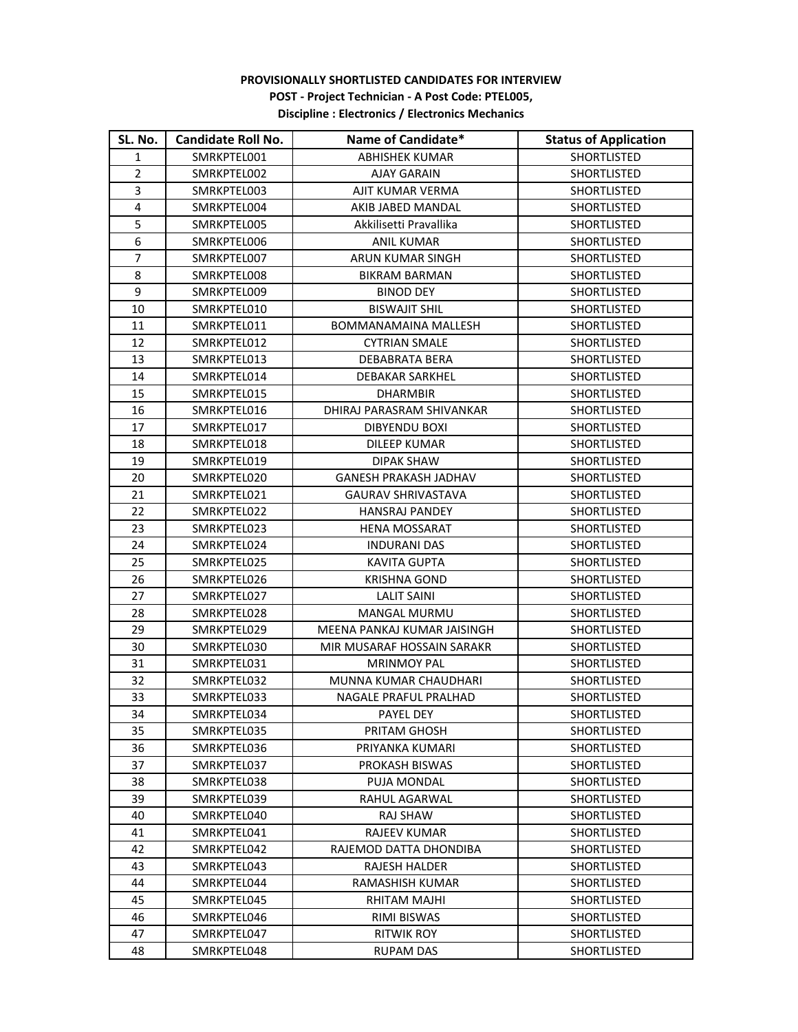**PROVISIONALLY SHORTLISTED CANDIDATES FOR INTERVIEW**

**POST - Project Technician - A Post Code: PTEL005,**

**Discipline : Electronics / Electronics Mechanics**

| SL. No. | Candidate Roll No. | Name of Candidate* | Status of Application |
|---|---|---|---|
| 1 | SMRKPTEL001 | ABHISHEK KUMAR | SHORTLISTED |
| 2 | SMRKPTEL002 | AJAY GARAIN | SHORTLISTED |
| 3 | SMRKPTEL003 | AJIT KUMAR VERMA | SHORTLISTED |
| 4 | SMRKPTEL004 | AKIB JABED MANDAL | SHORTLISTED |
| 5 | SMRKPTEL005 | Akkilisetti Pravallika | SHORTLISTED |
| 6 | SMRKPTEL006 | ANIL KUMAR | SHORTLISTED |
| 7 | SMRKPTEL007 | ARUN KUMAR SINGH | SHORTLISTED |
| 8 | SMRKPTEL008 | BIKRAM BARMAN | SHORTLISTED |
| 9 | SMRKPTEL009 | BINOD DEY | SHORTLISTED |
| 10 | SMRKPTEL010 | BISWAJIT SHIL | SHORTLISTED |
| 11 | SMRKPTEL011 | BOMMANAMAINA MALLESH | SHORTLISTED |
| 12 | SMRKPTEL012 | CYTRIAN SMALE | SHORTLISTED |
| 13 | SMRKPTEL013 | DEBABRATA BERA | SHORTLISTED |
| 14 | SMRKPTEL014 | DEBAKAR SARKHEL | SHORTLISTED |
| 15 | SMRKPTEL015 | DHARMBIR | SHORTLISTED |
| 16 | SMRKPTEL016 | DHIRAJ PARASRAM SHIVANKAR | SHORTLISTED |
| 17 | SMRKPTEL017 | DIBYENDU BOXI | SHORTLISTED |
| 18 | SMRKPTEL018 | DILEEP KUMAR | SHORTLISTED |
| 19 | SMRKPTEL019 | DIPAK SHAW | SHORTLISTED |
| 20 | SMRKPTEL020 | GANESH PRAKASH JADHAV | SHORTLISTED |
| 21 | SMRKPTEL021 | GAURAV SHRIVASTAVA | SHORTLISTED |
| 22 | SMRKPTEL022 | HANSRAJ PANDEY | SHORTLISTED |
| 23 | SMRKPTEL023 | HENA MOSSARAT | SHORTLISTED |
| 24 | SMRKPTEL024 | INDURANI DAS | SHORTLISTED |
| 25 | SMRKPTEL025 | KAVITA GUPTA | SHORTLISTED |
| 26 | SMRKPTEL026 | KRISHNA GOND | SHORTLISTED |
| 27 | SMRKPTEL027 | LALIT SAINI | SHORTLISTED |
| 28 | SMRKPTEL028 | MANGAL MURMU | SHORTLISTED |
| 29 | SMRKPTEL029 | MEENA PANKAJ KUMAR JAISINGH | SHORTLISTED |
| 30 | SMRKPTEL030 | MIR MUSARAF HOSSAIN SARAKR | SHORTLISTED |
| 31 | SMRKPTEL031 | MRINMOY PAL | SHORTLISTED |
| 32 | SMRKPTEL032 | MUNNA KUMAR CHAUDHARI | SHORTLISTED |
| 33 | SMRKPTEL033 | NAGALE PRAFUL PRALHAD | SHORTLISTED |
| 34 | SMRKPTEL034 | PAYEL DEY | SHORTLISTED |
| 35 | SMRKPTEL035 | PRITAM GHOSH | SHORTLISTED |
| 36 | SMRKPTEL036 | PRIYANKA KUMARI | SHORTLISTED |
| 37 | SMRKPTEL037 | PROKASH BISWAS | SHORTLISTED |
| 38 | SMRKPTEL038 | PUJA MONDAL | SHORTLISTED |
| 39 | SMRKPTEL039 | RAHUL AGARWAL | SHORTLISTED |
| 40 | SMRKPTEL040 | RAJ SHAW | SHORTLISTED |
| 41 | SMRKPTEL041 | RAJEEV KUMAR | SHORTLISTED |
| 42 | SMRKPTEL042 | RAJEMOD DATTA DHONDIBA | SHORTLISTED |
| 43 | SMRKPTEL043 | RAJESH HALDER | SHORTLISTED |
| 44 | SMRKPTEL044 | RAMASHISH KUMAR | SHORTLISTED |
| 45 | SMRKPTEL045 | RHITAM MAJHI | SHORTLISTED |
| 46 | SMRKPTEL046 | RIMI BISWAS | SHORTLISTED |
| 47 | SMRKPTEL047 | RITWIK ROY | SHORTLISTED |
| 48 | SMRKPTEL048 | RUPAM DAS | SHORTLISTED |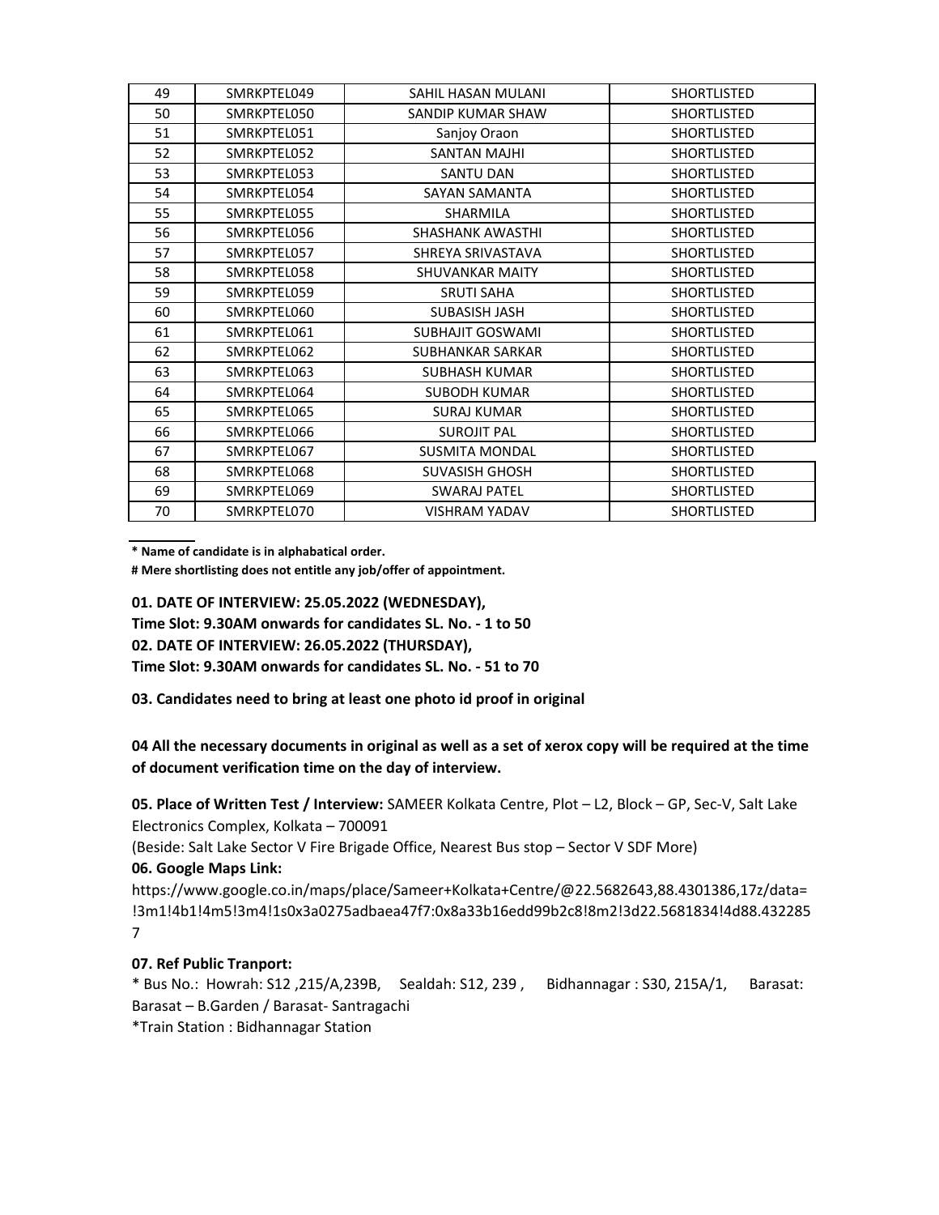| | | | |
|---|---|---|---|
| 49 | SMRKPTEL049 | SAHIL HASAN MULANI | SHORTLISTED |
| 50 | SMRKPTEL050 | SANDIP KUMAR SHAW | SHORTLISTED |
| 51 | SMRKPTEL051 | Sanjoy Oraon | SHORTLISTED |
| 52 | SMRKPTEL052 | SANTAN MAJHI | SHORTLISTED |
| 53 | SMRKPTEL053 | SANTU DAN | SHORTLISTED |
| 54 | SMRKPTEL054 | SAYAN SAMANTA | SHORTLISTED |
| 55 | SMRKPTEL055 | SHARMILA | SHORTLISTED |
| 56 | SMRKPTEL056 | SHASHANK AWASTHI | SHORTLISTED |
| 57 | SMRKPTEL057 | SHREYA SRIVASTAVA | SHORTLISTED |
| 58 | SMRKPTEL058 | SHUVANKAR MAITY | SHORTLISTED |
| 59 | SMRKPTEL059 | SRUTI SAHA | SHORTLISTED |
| 60 | SMRKPTEL060 | SUBASISH JASH | SHORTLISTED |
| 61 | SMRKPTEL061 | SUBHAJIT GOSWAMI | SHORTLISTED |
| 62 | SMRKPTEL062 | SUBHANKAR SARKAR | SHORTLISTED |
| 63 | SMRKPTEL063 | SUBHASH KUMAR | SHORTLISTED |
| 64 | SMRKPTEL064 | SUBODH KUMAR | SHORTLISTED |
| 65 | SMRKPTEL065 | SURAJ KUMAR | SHORTLISTED |
| 66 | SMRKPTEL066 | SUROJIT PAL | SHORTLISTED |
| 67 | SMRKPTEL067 | SUSMITA MONDAL | SHORTLISTED |
| 68 | SMRKPTEL068 | SUVASISH GHOSH | SHORTLISTED |
| 69 | SMRKPTEL069 | SWARAJ PATEL | SHORTLISTED |
| 70 | SMRKPTEL070 | VISHRAM YADAV | SHORTLISTED |

**\* Name of candidate is in alphabetical order.**

**# Mere shortlisting does not entitle any job/offer of appointment.**

**01. DATE OF INTERVIEW: 25.05.2022 (WEDNESDAY),**
**Time Slot: 9.30AM onwards for candidates SL. No. - 1 to 50**
**02. DATE OF INTERVIEW: 26.05.2022 (THURSDAY),**
**Time Slot: 9.30AM onwards for candidates SL. No. - 51 to 70**

**03. Candidates need to bring at least one photo id proof in original**

**04 All the necessary documents in original as well as a set of xerox copy will be required at the time of document verification time on the day of interview.**

**05. Place of Written Test / Interview:** SAMEER Kolkata Centre, Plot – L2, Block – GP, Sec-V, Salt Lake Electronics Complex, Kolkata – 700091
(Beside: Salt Lake Sector V Fire Brigade Office, Nearest Bus stop – Sector V SDF More)

**06. Google Maps Link:**
https://www.google.co.in/maps/place/Sameer+Kolkata+Centre/@22.5682643,88.4301386,17z/data=!3m1!4b1!4m5!3m4!1s0x3a0275adbaea47f7:0x8a33b16edd99b2c8!8m2!3d22.5681834!4d88.4322857

**07. Ref Public Tranport:**
\* Bus No.: Howrah: S12 ,215/A,239B, Sealdah: S12, 239 , Bidhannagar : S30, 215A/1, Barasat: Barasat – B.Garden / Barasat- Santragachi
\*Train Station : Bidhannagar Station